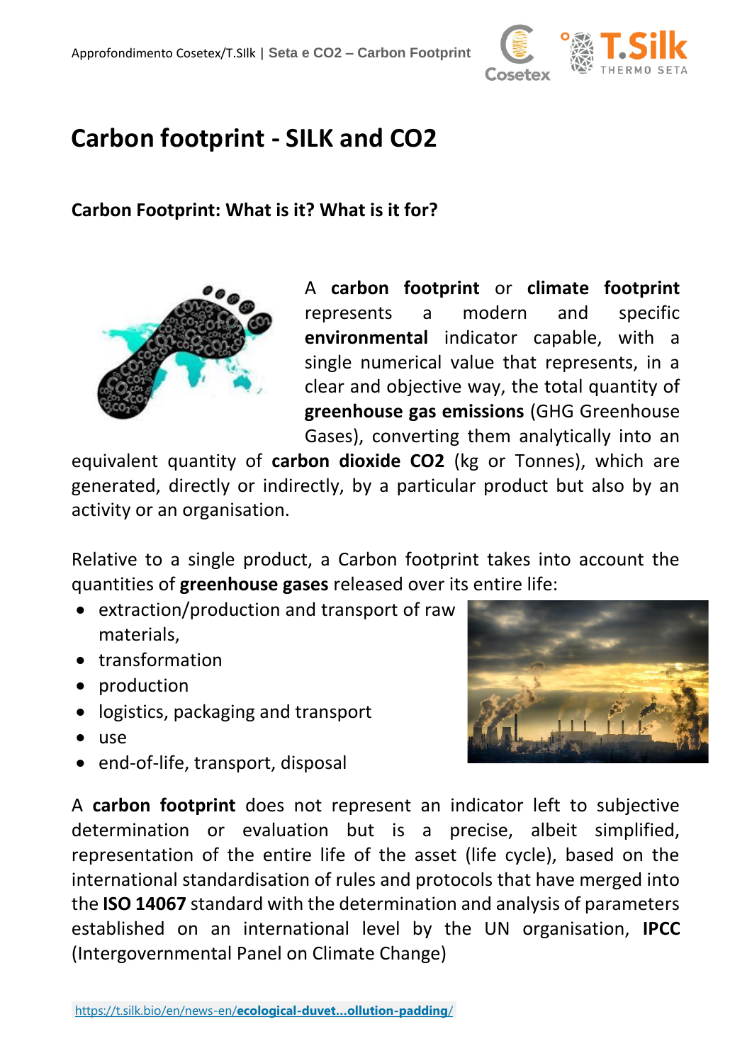# Carbon footprint - SILK and CO2

## Carbon Footprint: What is it? What is it for?

A **carbon footprint** or **climate footprint** represents a modern and specific **environmental** indicator capable, with a single numerical value that represents, in a clear and objective way, the total quantity of **greenhouse gas emissions** (GHG Greenhouse Gases), converting them analytically into an equivalent quantity of **carbon dioxide CO2** (kg or Tonnes), which are generated, directly or indirectly, by a particular product but also by an activity or an organisation.

Relative to a single product, a Carbon footprint takes into account the quantities of **greenhouse gases** released over its entire life:

- extraction/production and transport of raw materials,
- transformation
- production
- logistics, packaging and transport
- use
- end-of-life, transport, disposal

A **carbon footprint** does not represent an indicator left to subjective determination or evaluation but is a precise, albeit simplified, representation of the entire life of the asset (life cycle), based on the international standardisation of rules and protocols that have merged into the **ISO 14067** standard with the determination and analysis of parameters established on an international level by the UN organisation, **IPCC** (Intergovernmental Panel on Climate Change)

https://t.silk.bio/en/news-en/**ecological-duvet...ollution-padding**/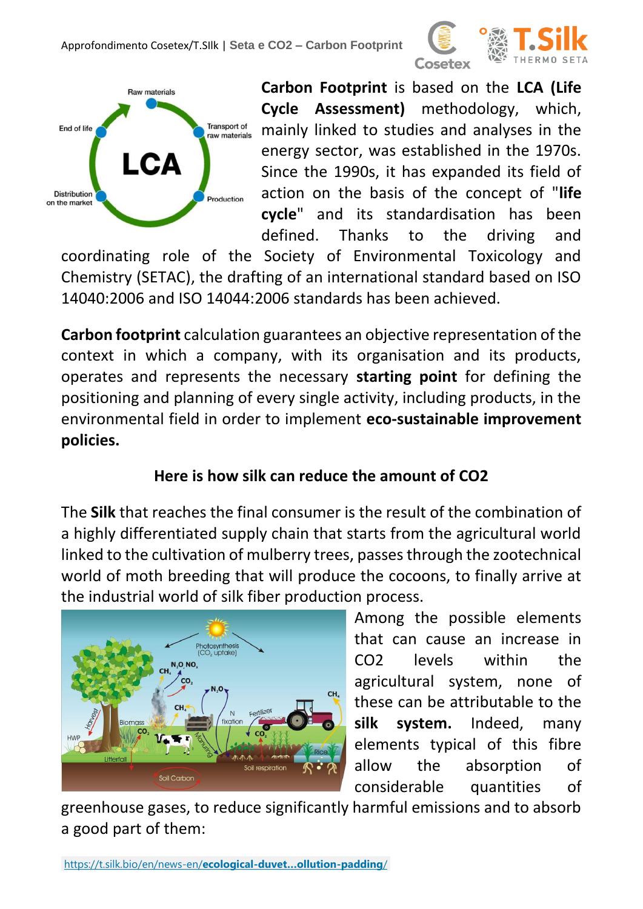**Carbon Footprint** is based on the **LCA (Life Cycle Assessment)** methodology, which, mainly linked to studies and analyses in the energy sector, was established in the 1970s. Since the 1990s, it has expanded its field of action on the basis of the concept of "**life cycle**" and its standardisation has been defined. Thanks to the driving and coordinating role of the Society of Environmental Toxicology and Chemistry (SETAC), the drafting of an international standard based on ISO 14040:2006 and ISO 14044:2006 standards has been achieved.

**Carbon footprint** calculation guarantees an objective representation of the context in which a company, with its organisation and its products, operates and represents the necessary **starting point** for defining the positioning and planning of every single activity, including products, in the environmental field in order to implement **eco-sustainable improvement policies.**

## Here is how silk can reduce the amount of CO2

The **Silk** that reaches the final consumer is the result of the combination of a highly differentiated supply chain that starts from the agricultural world linked to the cultivation of mulberry trees, passes through the zootechnical world of moth breeding that will produce the cocoons, to finally arrive at the industrial world of silk fiber production process.

Among the possible elements that can cause an increase in CO2 levels within the agricultural system, none of these can be attributable to the **silk system.** Indeed, many elements typical of this fibre allow the absorption of considerable quantities of greenhouse gases, to reduce significantly harmful emissions and to absorb a good part of them:

https://t.silk.bio/en/news-en/ecological-duvet...ollution-padding/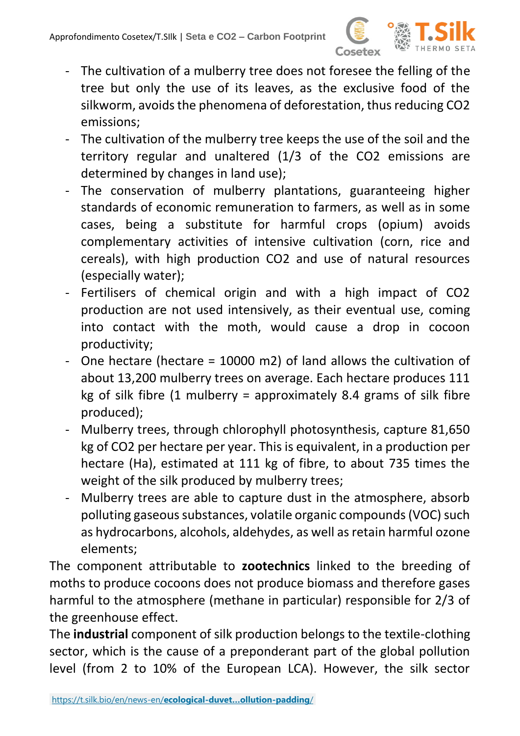- The cultivation of a mulberry tree does not foresee the felling of the tree but only the use of its leaves, as the exclusive food of the silkworm, avoids the phenomena of deforestation, thus reducing $CO_2$ emissions;
- The cultivation of the mulberry tree keeps the use of the soil and the territory regular and unaltered (1/3 of the $CO_2$ emissions are determined by changes in land use);
- The conservation of mulberry plantations, guaranteeing higher standards of economic remuneration to farmers, as well as in some cases, being a substitute for harmful crops (opium) avoids complementary activities of intensive cultivation (corn, rice and cereals), with high production $CO_2$ and use of natural resources (especially water);
- Fertilisers of chemical origin and with a high impact of $CO_2$ production are not used intensively, as their eventual use, coming into contact with the moth, would cause a drop in cocoon productivity;
- One hectare (hectare = 10000 m2) of land allows the cultivation of about 13,200 mulberry trees on average. Each hectare produces 111 kg of silk fibre (1 mulberry = approximately 8.4 grams of silk fibre produced);
- Mulberry trees, through chlorophyll photosynthesis, capture 81,650 kg of $CO_2$ per hectare per year. This is equivalent, in a production per hectare (Ha), estimated at 111 kg of fibre, to about 735 times the weight of the silk produced by mulberry trees;
- Mulberry trees are able to capture dust in the atmosphere, absorb polluting gaseous substances, volatile organic compounds (VOC) such as hydrocarbons, alcohols, aldehydes, as well as retain harmful ozone elements;

The component attributable to **zootechnics** linked to the breeding of moths to produce cocoons does not produce biomass and therefore gases harmful to the atmosphere (methane in particular) responsible for 2/3 of the greenhouse effect.

The **industrial** component of silk production belongs to the textile-clothing sector, which is the cause of a preponderant part of the global pollution level (from 2 to 10% of the European LCA). However, the silk sector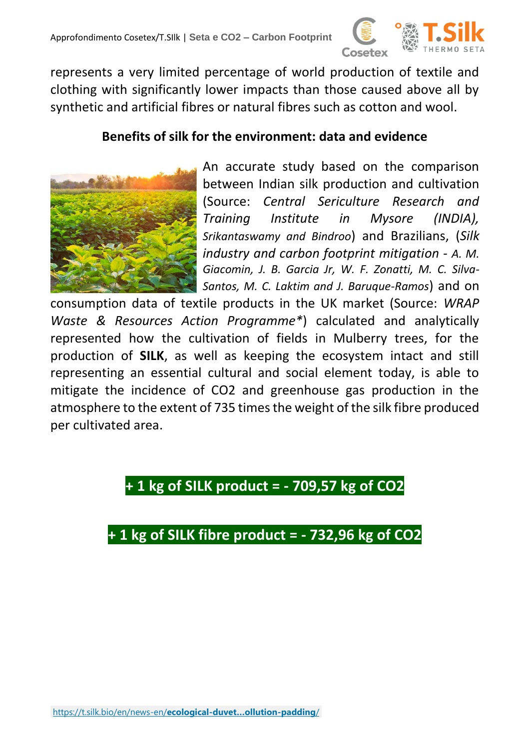represents a very limited percentage of world production of textile and clothing with significantly lower impacts than those caused above all by synthetic and artificial fibres or natural fibres such as cotton and wool.

## Benefits of silk for the environment: data and evidence

An accurate study based on the comparison between Indian silk production and cultivation (Source: *Central Sericulture Research and Training Institute in Mysore (INDIA), Srikantaswamy and Bindroo*) and Brazilians, (*Silk industry and carbon footprint mitigation - A. M. Giacomin, J. B. Garcia Jr, W. F. Zonatti, M. C. Silva-Santos, M. C. Laktim and J. Baruque-Ramos*) and on consumption data of textile products in the UK market (Source: *WRAP Waste & Resources Action Programme\**) calculated and analytically represented how the cultivation of fields in Mulberry trees, for the production of **SILK**, as well as keeping the ecosystem intact and still representing an essential cultural and social element today, is able to mitigate the incidence of $CO_2$ and greenhouse gas production in the atmosphere to the extent of 735 times the weight of the silk fibre produced per cultivated area.

**+ 1 kg of SILK product = - 709,57 kg of $CO_2$**

**+ 1 kg of SILK fibre product = - 732,96 kg of $CO_2$**

https://t.silk.bio/en/news-en/**ecological-duvet...ollution-padding**/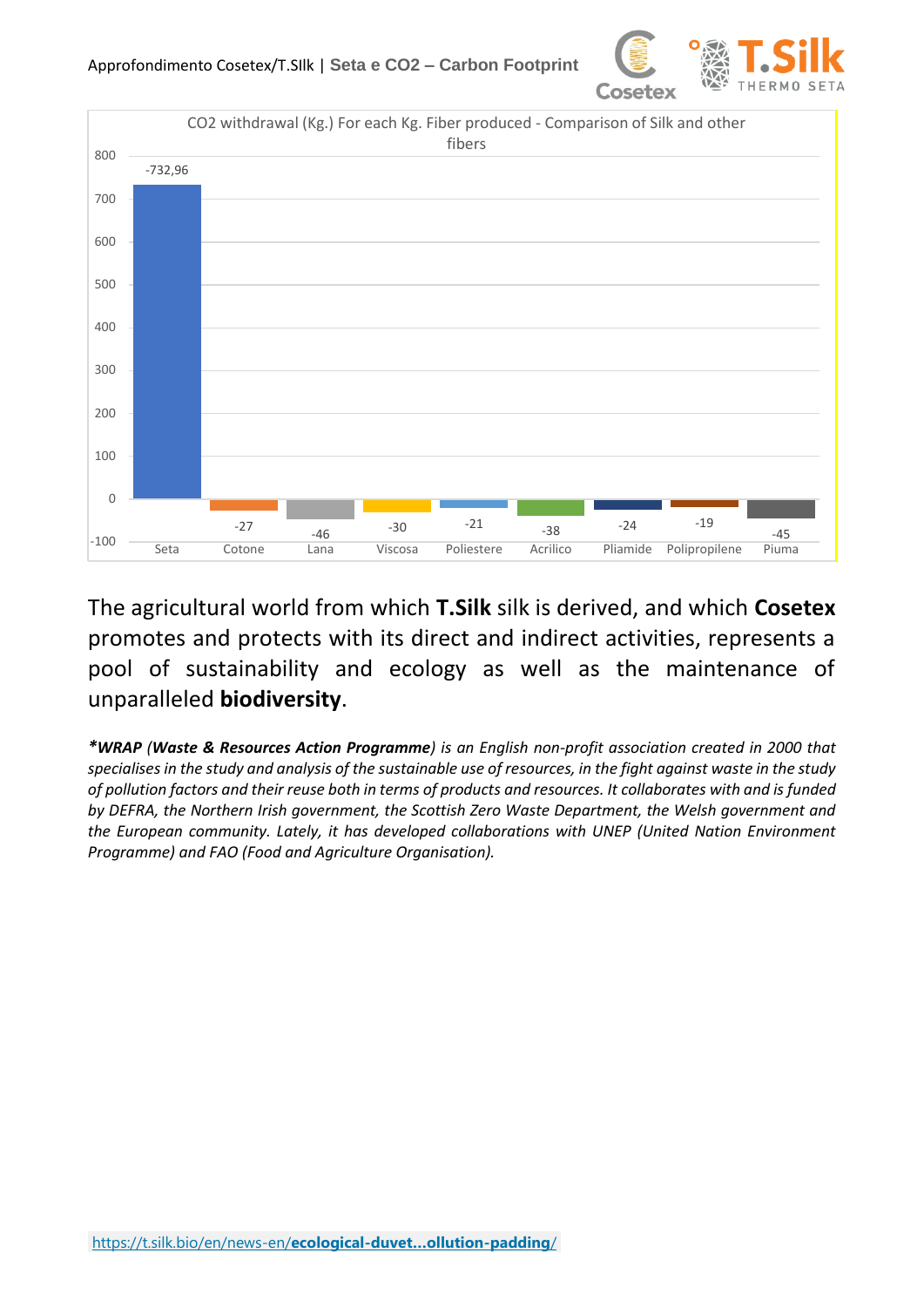CO2 withdrawal (Kg.) For each Kg. Fiber produced - Comparison of Silk and other fibers

800
700
600
500
400
300
200
100
0
-100

-732,96
-27
-46
-30
-21
-38
-24
-19
-45

Seta
Cotone
Lana
Viscosa
Poliestere
Acrilico
Pliamide
Polipropilene
Piuma

The agricultural world from which **T.Silk** silk is derived, and which **Cosetex** promotes and protects with its direct and indirect activities, represents a pool of sustainability and ecology as well as the maintenance of unparalleled **biodiversity**.

***WRAP** (**Waste & Resources Action Programme**) is an English non-profit association created in 2000 that specialises in the study and analysis of the sustainable use of resources, in the fight against waste in the study of pollution factors and their reuse both in terms of products and resources. It collaborates with and is funded by DEFRA, the Northern Irish government, the Scottish Zero Waste Department, the Welsh government and the European community. Lately, it has developed collaborations with UNEP (United Nation Environment Programme) and FAO (Food and Agriculture Organisation).*

https://t.silk.bio/en/news-en/**ecological-duvet...ollution-padding**/